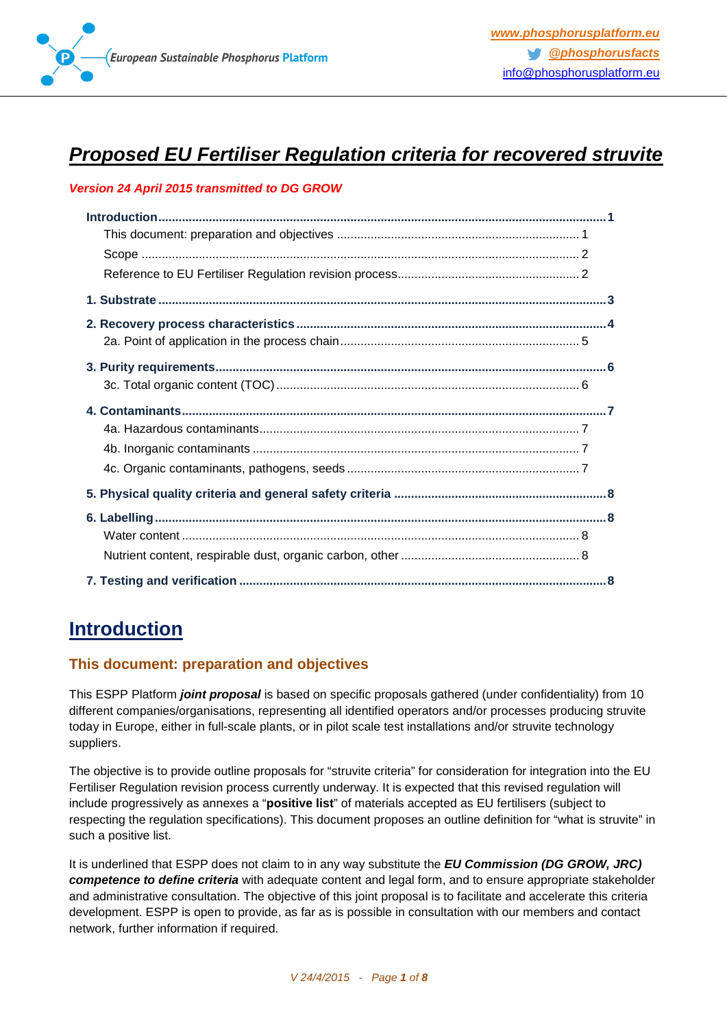# Proposed EU Fertiliser Regulation criteria for recovered struvite

***Version 24 April 2015 transmitted to DG GROW***

**Introduction** ........................................................................................................................... **1**
  This document: preparation and objectives ...................................................................... 1
  Scope ................................................................................................................................. 2
  Reference to EU Fertiliser Regulation revision process..................................................... 2

**1. Substrate** ............................................................................................................................ **3**

**2. Recovery process characteristics** ..................................................................................... **4**
  2a. Point of application in the process chain ..................................................................... 5

**3. Purity requirements** ........................................................................................................... **6**
  3c. Total organic content (TOC) ........................................................................................ 6

**4. Contaminants** ..................................................................................................................... **7**
  4a. Hazardous contaminants ............................................................................................. 7
  4b. Inorganic contaminants ............................................................................................... 7
  4c. Organic contaminants, pathogens, seeds .................................................................... 7

**5. Physical quality criteria and general safety criteria** ........................................................ **8**

**6. Labelling** ............................................................................................................................. **8**
  Water content ..................................................................................................................... 8
  Nutrient content, respirable dust, organic carbon, other .................................................... 8

**7. Testing and verification** .................................................................................................... **8**

# Introduction

## This document: preparation and objectives

This ESPP Platform ***joint proposal*** is based on specific proposals gathered (under confidentiality) from 10 different companies/organisations, representing all identified operators and/or processes producing struvite today in Europe, either in full-scale plants, or in pilot scale test installations and/or struvite technology suppliers.

The objective is to provide outline proposals for "struvite criteria" for consideration for integration into the EU Fertiliser Regulation revision process currently underway. It is expected that this revised regulation will include progressively as annexes a "**positive list**" of materials accepted as EU fertilisers (subject to respecting the regulation specifications). This document proposes an outline definition for "what is struvite" in such a positive list.

It is underlined that ESPP does not claim to in any way substitute the ***EU Commission (DG GROW, JRC) competence to define criteria*** with adequate content and legal form, and to ensure appropriate stakeholder and administrative consultation. The objective of this joint proposal is to facilitate and accelerate this criteria development. ESPP is open to provide, as far as is possible in consultation with our members and contact network, further information if required.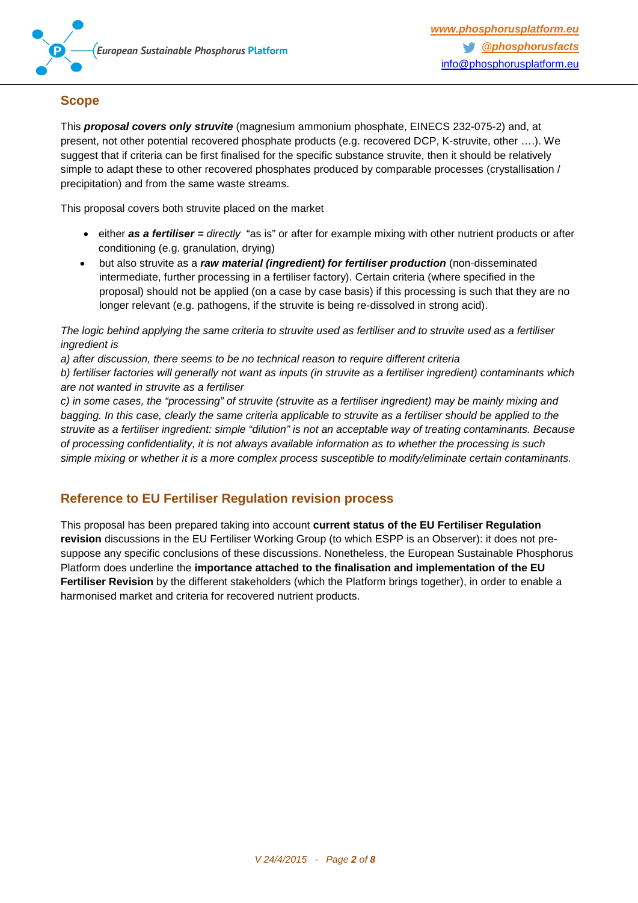## Scope

This ***proposal covers only struvite*** (magnesium ammonium phosphate, EINECS 232-075-2) and, at present, not other potential recovered phosphate products (e.g. recovered DCP, K-struvite, other ….). We suggest that if criteria can be first finalised for the specific substance struvite, then it should be relatively simple to adapt these to other recovered phosphates produced by comparable processes (crystallisation / precipitation) and from the same waste streams.

This proposal covers both struvite placed on the market

- either ***as a fertiliser =*** *directly* "as is" or after for example mixing with other nutrient products or after conditioning (e.g. granulation, drying)
- but also struvite as a ***raw material (ingredient) for fertiliser production*** (non-disseminated intermediate, further processing in a fertiliser factory). Certain criteria (where specified in the proposal) should not be applied (on a case by case basis) if this processing is such that they are no longer relevant (e.g. pathogens, if the struvite is being re-dissolved in strong acid).

*The logic behind applying the same criteria to struvite used as fertiliser and to struvite used as a fertiliser ingredient is*
*a) after discussion, there seems to be no technical reason to require different criteria*
*b) fertiliser factories will generally not want as inputs (in struvite as a fertiliser ingredient) contaminants which are not wanted in struvite as a fertiliser*
*c) in some cases, the "processing" of struvite (struvite as a fertiliser ingredient) may be mainly mixing and bagging. In this case, clearly the same criteria applicable to struvite as a fertiliser should be applied to the struvite as a fertiliser ingredient: simple "dilution" is not an acceptable way of treating contaminants. Because of processing confidentiality, it is not always available information as to whether the processing is such simple mixing or whether it is a more complex process susceptible to modify/eliminate certain contaminants.*

## Reference to EU Fertiliser Regulation revision process

This proposal has been prepared taking into account **current status of the EU Fertiliser Regulation revision** discussions in the EU Fertiliser Working Group (to which ESPP is an Observer): it does not pre-suppose any specific conclusions of these discussions. Nonetheless, the European Sustainable Phosphorus Platform does underline the **importance attached to the finalisation and implementation of the EU Fertiliser Revision** by the different stakeholders (which the Platform brings together), in order to enable a harmonised market and criteria for recovered nutrient products.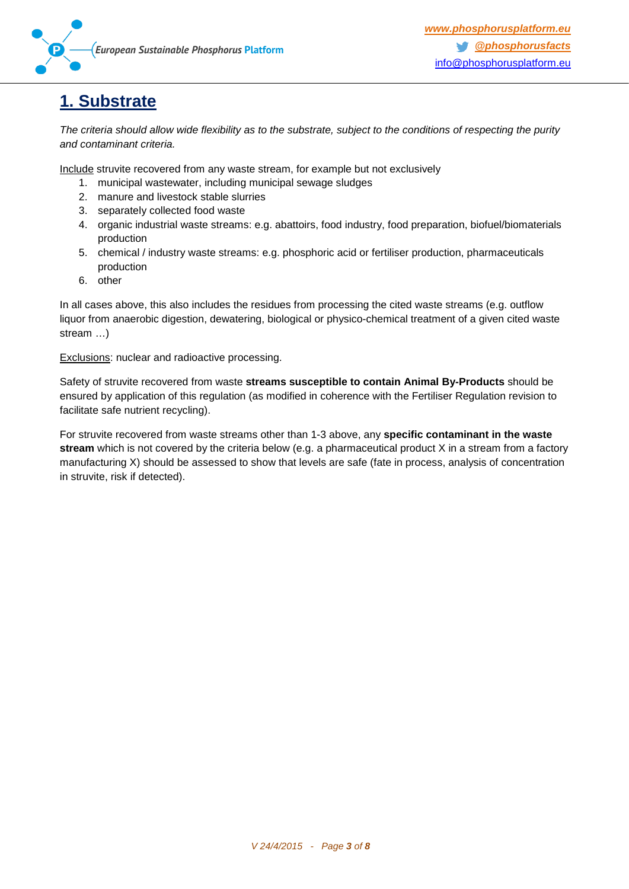# 1. Substrate

*The criteria should allow wide flexibility as to the substrate, subject to the conditions of respecting the purity and contaminant criteria.*

Include struvite recovered from any waste stream, for example but not exclusively

1. municipal wastewater, including municipal sewage sludges
2. manure and livestock stable slurries
3. separately collected food waste
4. organic industrial waste streams: e.g. abattoirs, food industry, food preparation, biofuel/biomaterials production
5. chemical / industry waste streams: e.g. phosphoric acid or fertiliser production, pharmaceuticals production
6. other

In all cases above, this also includes the residues from processing the cited waste streams (e.g. outflow liquor from anaerobic digestion, dewatering, biological or physico-chemical treatment of a given cited waste stream …)

Exclusions: nuclear and radioactive processing.

Safety of struvite recovered from waste **streams susceptible to contain Animal By-Products** should be ensured by application of this regulation (as modified in coherence with the Fertiliser Regulation revision to facilitate safe nutrient recycling).

For struvite recovered from waste streams other than 1-3 above, any **specific contaminant in the waste stream** which is not covered by the criteria below (e.g. a pharmaceutical product X in a stream from a factory manufacturing X) should be assessed to show that levels are safe (fate in process, analysis of concentration in struvite, risk if detected).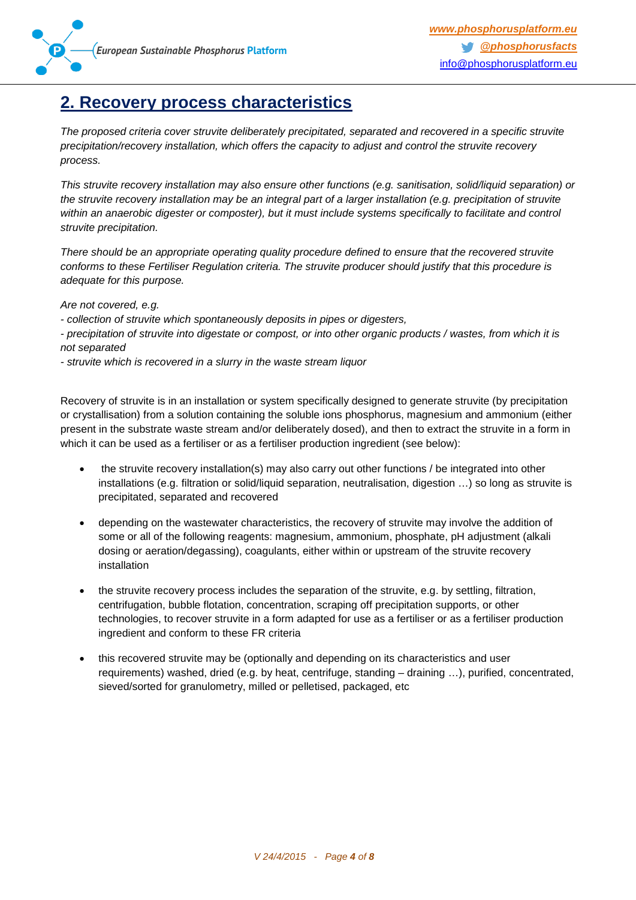## 2. Recovery process characteristics

*The proposed criteria cover struvite deliberately precipitated, separated and recovered in a specific struvite precipitation/recovery installation, which offers the capacity to adjust and control the struvite recovery process.*

*This struvite recovery installation may also ensure other functions (e.g. sanitisation, solid/liquid separation) or the struvite recovery installation may be an integral part of a larger installation (e.g. precipitation of struvite within an anaerobic digester or composter), but it must include systems specifically to facilitate and control struvite precipitation.*

*There should be an appropriate operating quality procedure defined to ensure that the recovered struvite conforms to these Fertiliser Regulation criteria. The struvite producer should justify that this procedure is adequate for this purpose.*

*Are not covered, e.g.*
*- collection of struvite which spontaneously deposits in pipes or digesters,*
*- precipitation of struvite into digestate or compost, or into other organic products / wastes, from which it is not separated*
*- struvite which is recovered in a slurry in the waste stream liquor*

Recovery of struvite is in an installation or system specifically designed to generate struvite (by precipitation or crystallisation) from a solution containing the soluble ions phosphorus, magnesium and ammonium (either present in the substrate waste stream and/or deliberately dosed), and then to extract the struvite in a form in which it can be used as a fertiliser or as a fertiliser production ingredient (see below):

- the struvite recovery installation(s) may also carry out other functions / be integrated into other installations (e.g. filtration or solid/liquid separation, neutralisation, digestion …) so long as struvite is precipitated, separated and recovered
- depending on the wastewater characteristics, the recovery of struvite may involve the addition of some or all of the following reagents: magnesium, ammonium, phosphate, pH adjustment (alkali dosing or aeration/degassing), coagulants, either within or upstream of the struvite recovery installation
- the struvite recovery process includes the separation of the struvite, e.g. by settling, filtration, centrifugation, bubble flotation, concentration, scraping off precipitation supports, or other technologies, to recover struvite in a form adapted for use as a fertiliser or as a fertiliser production ingredient and conform to these FR criteria
- this recovered struvite may be (optionally and depending on its characteristics and user requirements) washed, dried (e.g. by heat, centrifuge, standing – draining …), purified, concentrated, sieved/sorted for granulometry, milled or pelletised, packaged, etc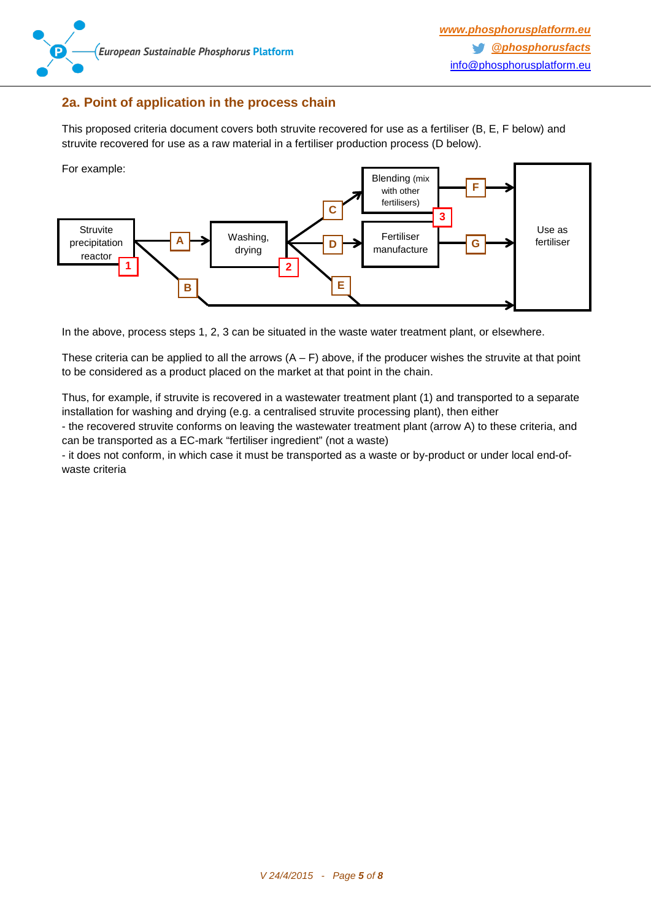## 2a. Point of application in the process chain

This proposed criteria document covers both struvite recovered for use as a fertiliser (B, E, F below) and struvite recovered for use as a raw material in a fertiliser production process (D below).

For example:

Struvite precipitation reactor 1 → A → Washing, drying 2 → C → Blending (mix with other fertilisers) 3 → F → Use as fertiliser

Washing, drying 2 → D → Fertiliser manufacture → G → Use as fertiliser

Struvite precipitation reactor 1 → B → Use as fertiliser

Washing, drying 2 → E → Use as fertiliser

In the above, process steps 1, 2, 3 can be situated in the waste water treatment plant, or elsewhere.

These criteria can be applied to all the arrows (A – F) above, if the producer wishes the struvite at that point to be considered as a product placed on the market at that point in the chain.

Thus, for example, if struvite is recovered in a wastewater treatment plant (1) and transported to a separate installation for washing and drying (e.g. a centralised struvite processing plant), then either

- the recovered struvite conforms on leaving the wastewater treatment plant (arrow A) to these criteria, and can be transported as a EC-mark "fertiliser ingredient" (not a waste)
- it does not conform, in which case it must be transported as a waste or by-product or under local end-of-waste criteria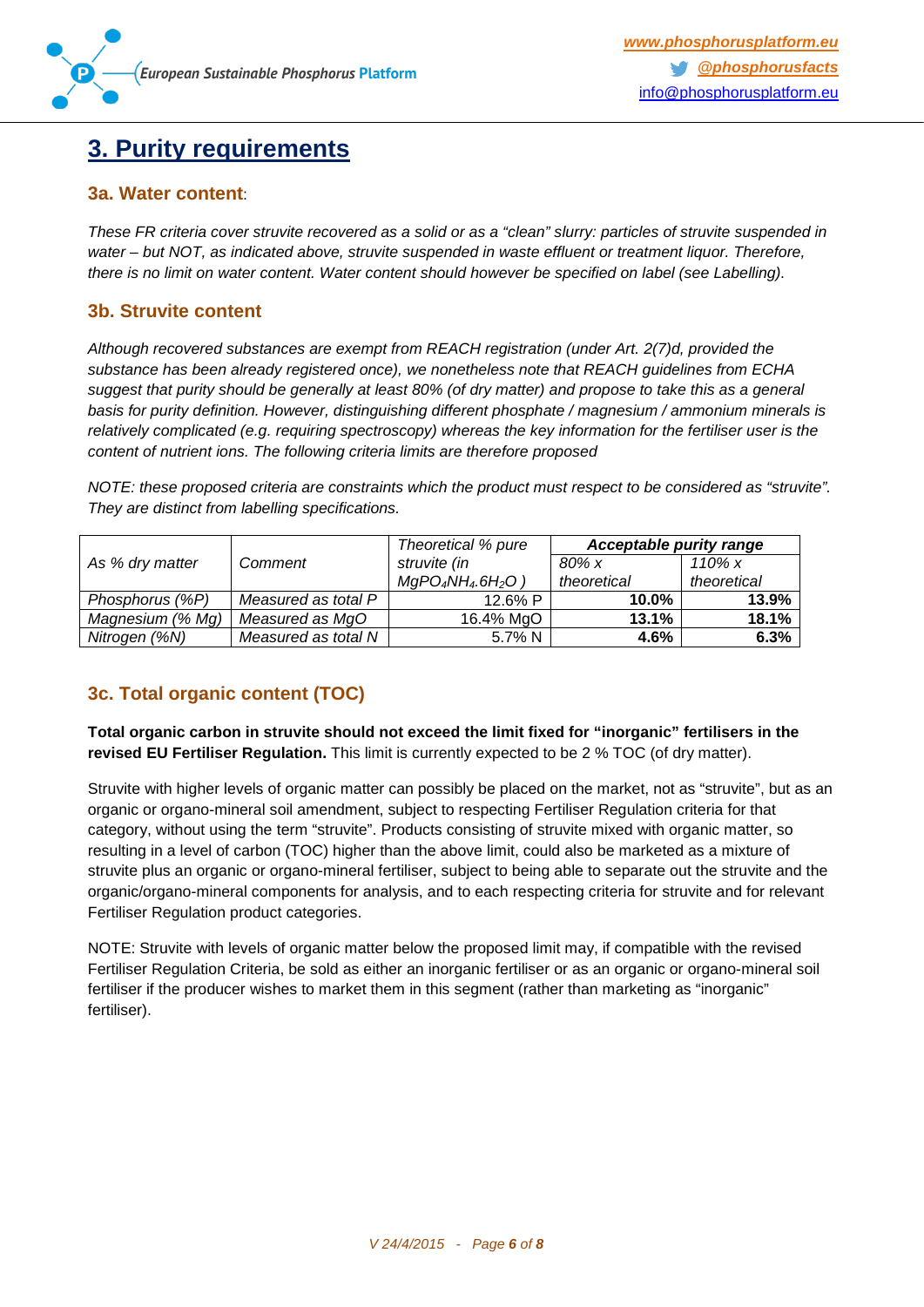# 3. Purity requirements

### 3a. Water content:

*These FR criteria cover struvite recovered as a solid or as a "clean" slurry: particles of struvite suspended in water – but NOT, as indicated above, struvite suspended in waste effluent or treatment liquor. Therefore, there is no limit on water content. Water content should however be specified on label (see Labelling).*

### 3b. Struvite content

*Although recovered substances are exempt from REACH registration (under Art. 2(7)d, provided the substance has been already registered once), we nonetheless note that REACH guidelines from ECHA suggest that purity should be generally at least 80% (of dry matter) and propose to take this as a general basis for purity definition. However, distinguishing different phosphate / magnesium / ammonium minerals is relatively complicated (e.g. requiring spectroscopy) whereas the key information for the fertiliser user is the content of nutrient ions. The following criteria limits are therefore proposed*

*NOTE: these proposed criteria are constraints which the product must respect to be considered as "struvite". They are distinct from labelling specifications.*

| *As % dry matter* | *Comment* | *Theoretical % pure struvite (in $MgPO_4NH_4.6H_2O$ )* | ***Acceptable purity range*** | |
|---|---|---|---|---|
| | | | *80% x theoretical* | *110% x theoretical* |
| *Phosphorus (%P)* | *Measured as total P* | 12.6% P | **10.0%** | **13.9%** |
| *Magnesium (% Mg)* | *Measured as MgO* | 16.4% MgO | **13.1%** | **18.1%** |
| *Nitrogen (%N)* | *Measured as total N* | 5.7% N | **4.6%** | **6.3%** |

### 3c. Total organic content (TOC)

**Total organic carbon in struvite should not exceed the limit fixed for "inorganic" fertilisers in the revised EU Fertiliser Regulation.** This limit is currently expected to be 2 % TOC (of dry matter).

Struvite with higher levels of organic matter can possibly be placed on the market, not as "struvite", but as an organic or organo-mineral soil amendment, subject to respecting Fertiliser Regulation criteria for that category, without using the term "struvite". Products consisting of struvite mixed with organic matter, so resulting in a level of carbon (TOC) higher than the above limit, could also be marketed as a mixture of struvite plus an organic or organo-mineral fertiliser, subject to being able to separate out the struvite and the organic/organo-mineral components for analysis, and to each respecting criteria for struvite and for relevant Fertiliser Regulation product categories.

NOTE: Struvite with levels of organic matter below the proposed limit may, if compatible with the revised Fertiliser Regulation Criteria, be sold as either an inorganic fertiliser or as an organic or organo-mineral soil fertiliser if the producer wishes to market them in this segment (rather than marketing as "inorganic" fertiliser).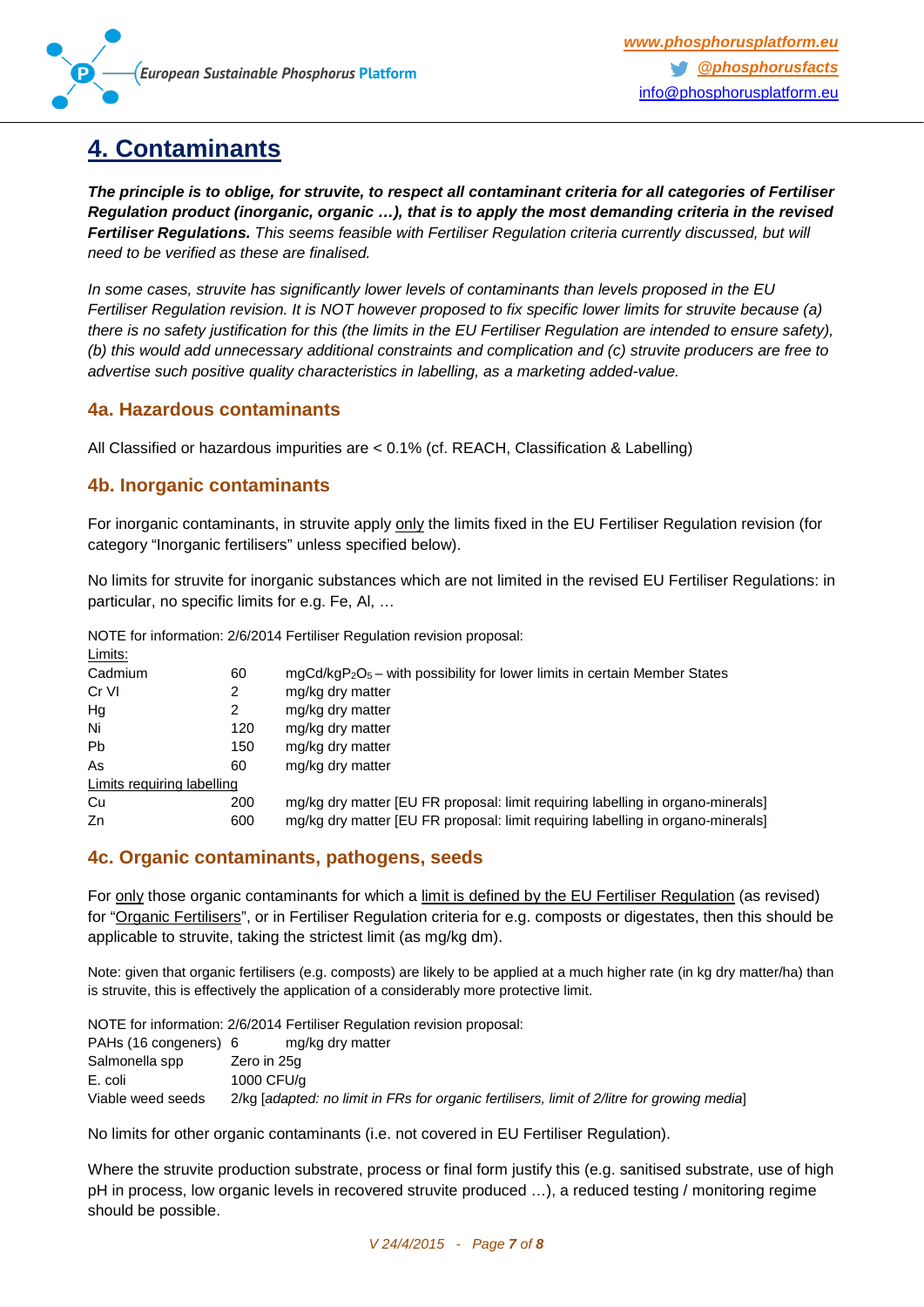# 4. Contaminants

***The principle is to oblige, for struvite, to respect all contaminant criteria for all categories of Fertiliser Regulation product (inorganic, organic …), that is to apply the most demanding criteria in the revised Fertiliser Regulations.*** *This seems feasible with Fertiliser Regulation criteria currently discussed, but will need to be verified as these are finalised.*

*In some cases, struvite has significantly lower levels of contaminants than levels proposed in the EU Fertiliser Regulation revision. It is NOT however proposed to fix specific lower limits for struvite because (a) there is no safety justification for this (the limits in the EU Fertiliser Regulation are intended to ensure safety), (b) this would add unnecessary additional constraints and complication and (c) struvite producers are free to advertise such positive quality characteristics in labelling, as a marketing added-value.*

## 4a. Hazardous contaminants

All Classified or hazardous impurities are < 0.1% (cf. REACH, Classification & Labelling)

## 4b. Inorganic contaminants

For inorganic contaminants, in struvite apply only the limits fixed in the EU Fertiliser Regulation revision (for category "Inorganic fertilisers" unless specified below).

No limits for struvite for inorganic substances which are not limited in the revised EU Fertiliser Regulations: in particular, no specific limits for e.g. Fe, Al, …

NOTE for information: 2/6/2014 Fertiliser Regulation revision proposal:

| Limits: | | |
|---|---|---|
| Cadmium | 60 | $mgCd/kgP_2O_5$ – with possibility for lower limits in certain Member States |
| Cr VI | 2 | mg/kg dry matter |
| Hg | 2 | mg/kg dry matter |
| Ni | 120 | mg/kg dry matter |
| Pb | 150 | mg/kg dry matter |
| As | 60 | mg/kg dry matter |
| Limits requiring labelling | | |
| Cu | 200 | mg/kg dry matter [EU FR proposal: limit requiring labelling in organo-minerals] |
| Zn | 600 | mg/kg dry matter [EU FR proposal: limit requiring labelling in organo-minerals] |

## 4c. Organic contaminants, pathogens, seeds

For only those organic contaminants for which a limit is defined by the EU Fertiliser Regulation (as revised) for "Organic Fertilisers", or in Fertiliser Regulation criteria for e.g. composts or digestates, then this should be applicable to struvite, taking the strictest limit (as mg/kg dm).

Note: given that organic fertilisers (e.g. composts) are likely to be applied at a much higher rate (in kg dry matter/ha) than is struvite, this is effectively the application of a considerably more protective limit.

NOTE for information: 2/6/2014 Fertiliser Regulation revision proposal:

| | | |
|---|---|---|
| PAHs (16 congeners) | 6 | mg/kg dry matter |
| Salmonella spp | Zero in 25g | |
| E. coli | 1000 CFU/g | |
| Viable weed seeds | 2/kg [*adapted: no limit in FRs for organic fertilisers, limit of 2/litre for growing media*] | |

No limits for other organic contaminants (i.e. not covered in EU Fertiliser Regulation).

Where the struvite production substrate, process or final form justify this (e.g. sanitised substrate, use of high pH in process, low organic levels in recovered struvite produced …), a reduced testing / monitoring regime should be possible.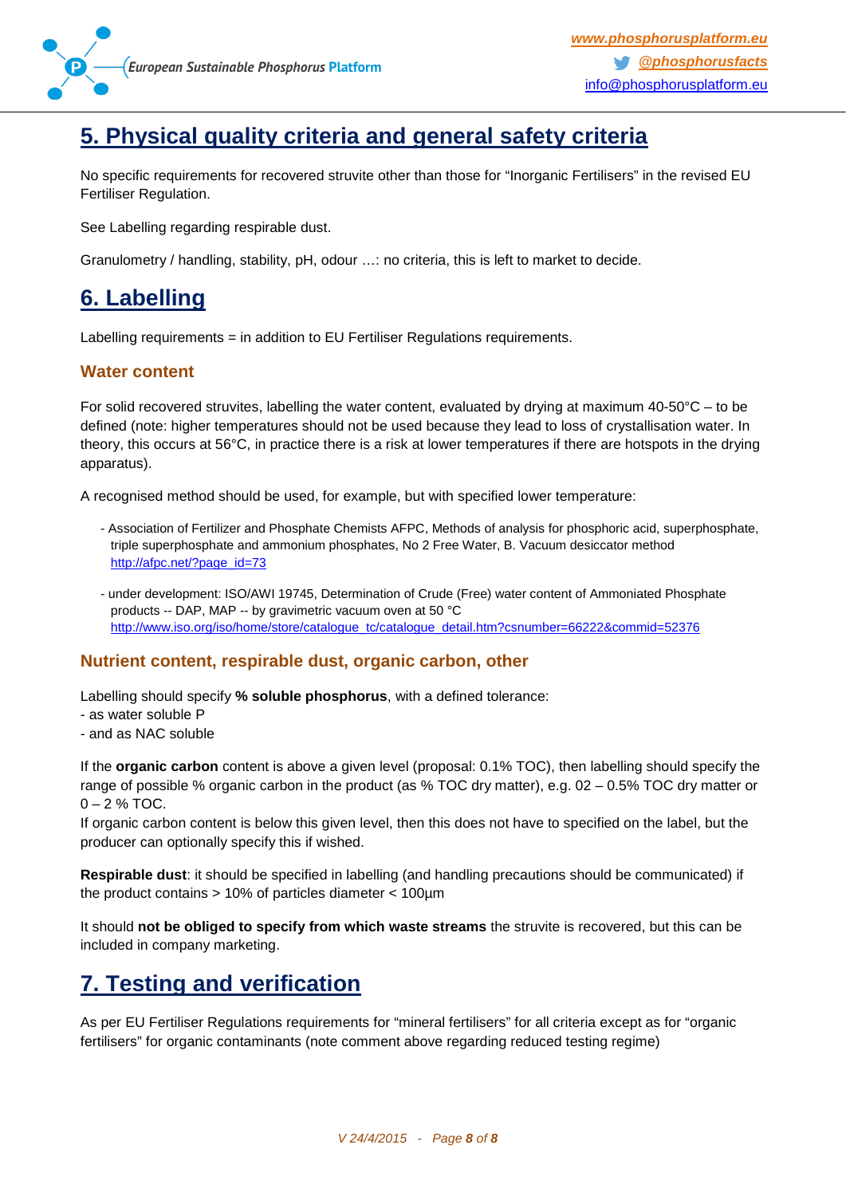## 5. Physical quality criteria and general safety criteria

No specific requirements for recovered struvite other than those for “Inorganic Fertilisers” in the revised EU Fertiliser Regulation.

See Labelling regarding respirable dust.

Granulometry / handling, stability, pH, odour …: no criteria, this is left to market to decide.

## 6. Labelling

Labelling requirements = in addition to EU Fertiliser Regulations requirements.

### Water content

For solid recovered struvites, labelling the water content, evaluated by drying at maximum 40-50°C – to be defined (note: higher temperatures should not be used because they lead to loss of crystallisation water. In theory, this occurs at 56°C, in practice there is a risk at lower temperatures if there are hotspots in the drying apparatus).

A recognised method should be used, for example, but with specified lower temperature:

- Association of Fertilizer and Phosphate Chemists AFPC, Methods of analysis for phosphoric acid, superphosphate, triple superphosphate and ammonium phosphates, No 2 Free Water, B. Vacuum desiccator method http://afpc.net/?page_id=73
- under development: ISO/AWI 19745, Determination of Crude (Free) water content of Ammoniated Phosphate products -- DAP, MAP -- by gravimetric vacuum oven at 50 °C http://www.iso.org/iso/home/store/catalogue_tc/catalogue_detail.htm?csnumber=66222&commid=52376

### Nutrient content, respirable dust, organic carbon, other

Labelling should specify **% soluble phosphorus**, with a defined tolerance:
- as water soluble P
- and as NAC soluble

If the **organic carbon** content is above a given level (proposal: 0.1% TOC), then labelling should specify the range of possible % organic carbon in the product (as % TOC dry matter), e.g. 02 – 0.5% TOC dry matter or 0 – 2 % TOC.
If organic carbon content is below this given level, then this does not have to specified on the label, but the producer can optionally specify this if wished.

**Respirable dust**: it should be specified in labelling (and handling precautions should be communicated) if the product contains > 10% of particles diameter < 100µm

It should **not be obliged to specify from which waste streams** the struvite is recovered, but this can be included in company marketing.

## 7. Testing and verification

As per EU Fertiliser Regulations requirements for “mineral fertilisers” for all criteria except as for “organic fertilisers” for organic contaminants (note comment above regarding reduced testing regime)